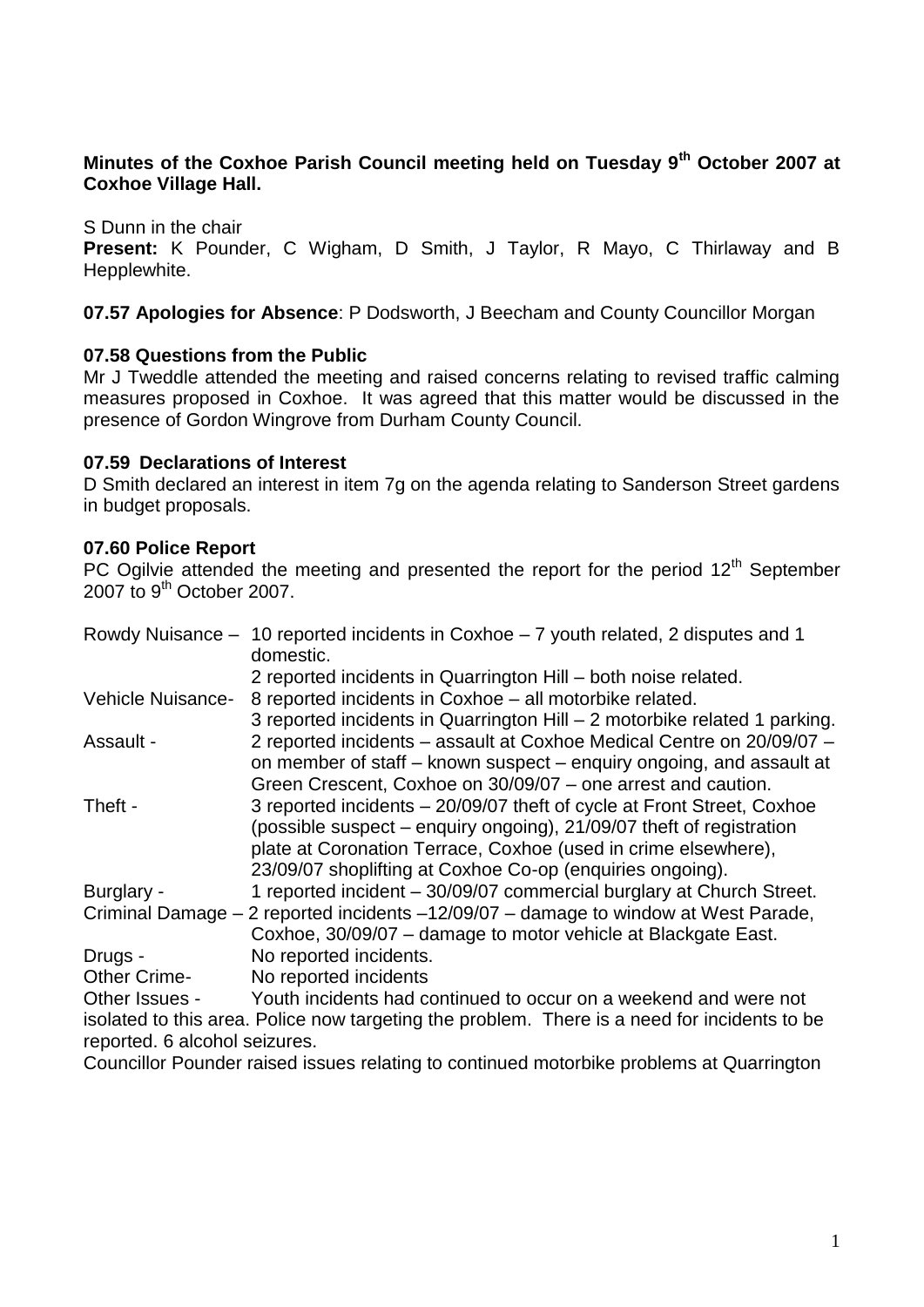**Minutes of the Coxhoe Parish Council meeting held on Tuesday 9th October 2007 at Coxhoe Village Hall.**

S Dunn in the chair

**Present:** K Pounder, C Wigham, D Smith, J Taylor, R Mayo, C Thirlaway and B Hepplewhite.

**07.57 Apologies for Absence**: P Dodsworth, J Beecham and County Councillor Morgan

**07.58 Questions from the Public**

Mr J Tweddle attended the meeting and raised concerns relating to revised traffic calming measures proposed in Coxhoe. It was agreed that this matter would be discussed in the presence of Gordon Wingrove from Durham County Council.

**07.59 Declarations of Interest**

D Smith declared an interest in item 7g on the agenda relating to Sanderson Street gardens in budget proposals.

**07.60 Police Report**

PC Ogilvie attended the meeting and presented the report for the period 12th September 2007 to 9th October 2007.

| | |
|---|---|
| Rowdy Nuisance – | 10 reported incidents in Coxhoe – 7 youth related, 2 disputes and 1 domestic. 2 reported incidents in Quarrington Hill – both noise related. |
| Vehicle Nuisance- | 8 reported incidents in Coxhoe – all motorbike related. 3 reported incidents in Quarrington Hill – 2 motorbike related 1 parking. |
| Assault - | 2 reported incidents – assault at Coxhoe Medical Centre on 20/09/07 – on member of staff – known suspect – enquiry ongoing, and assault at Green Crescent, Coxhoe on 30/09/07 – one arrest and caution. |
| Theft - | 3 reported incidents – 20/09/07 theft of cycle at Front Street, Coxhoe (possible suspect – enquiry ongoing), 21/09/07 theft of registration plate at Coronation Terrace, Coxhoe (used in crime elsewhere), 23/09/07 shoplifting at Coxhoe Co-op (enquiries ongoing). |
| Burglary - | 1 reported incident – 30/09/07 commercial burglary at Church Street. |
| Criminal Damage – | 2 reported incidents –12/09/07 – damage to window at West Parade, Coxhoe, 30/09/07 – damage to motor vehicle at Blackgate East. |
| Drugs - | No reported incidents. |
| Other Crime- | No reported incidents |
| Other Issues - | Youth incidents had continued to occur on a weekend and were not isolated to this area. Police now targeting the problem. There is a need for incidents to be reported. 6 alcohol seizures. |

Councillor Pounder raised issues relating to continued motorbike problems at Quarrington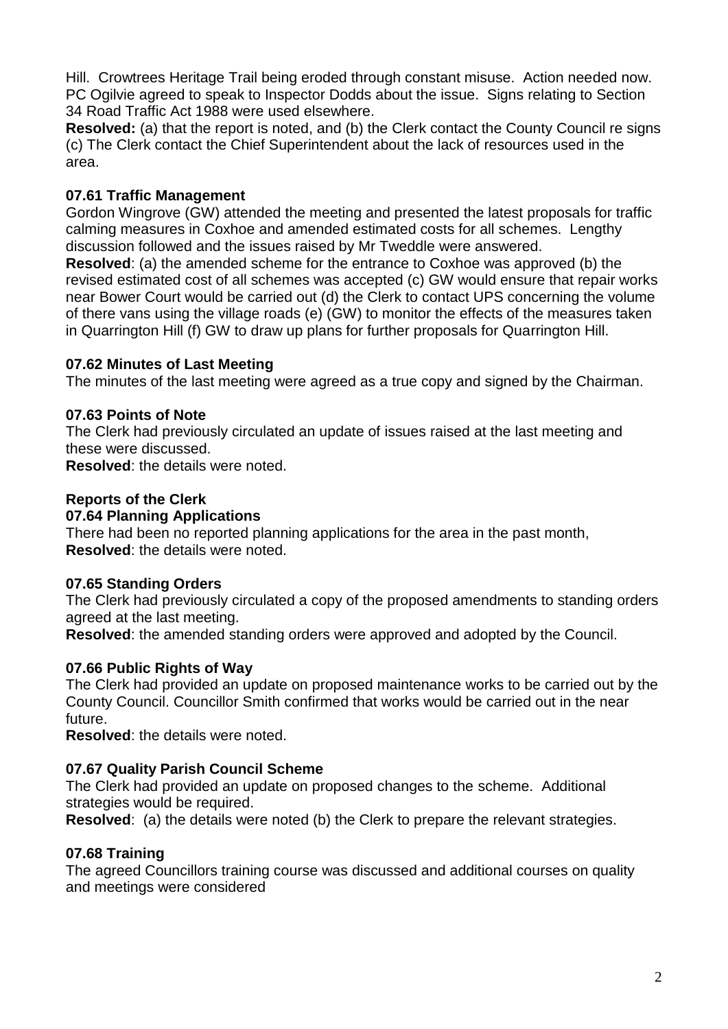Hill. Crowtrees Heritage Trail being eroded through constant misuse. Action needed now. PC Ogilvie agreed to speak to Inspector Dodds about the issue. Signs relating to Section 34 Road Traffic Act 1988 were used elsewhere.

**Resolved:** (a) that the report is noted, and (b) the Clerk contact the County Council re signs (c) The Clerk contact the Chief Superintendent about the lack of resources used in the area.

**07.61 Traffic Management**

Gordon Wingrove (GW) attended the meeting and presented the latest proposals for traffic calming measures in Coxhoe and amended estimated costs for all schemes. Lengthy discussion followed and the issues raised by Mr Tweddle were answered.

**Resolved**: (a) the amended scheme for the entrance to Coxhoe was approved (b) the revised estimated cost of all schemes was accepted (c) GW would ensure that repair works near Bower Court would be carried out (d) the Clerk to contact UPS concerning the volume of there vans using the village roads (e) (GW) to monitor the effects of the measures taken in Quarrington Hill (f) GW to draw up plans for further proposals for Quarrington Hill.

**07.62 Minutes of Last Meeting**

The minutes of the last meeting were agreed as a true copy and signed by the Chairman.

**07.63 Points of Note**

The Clerk had previously circulated an update of issues raised at the last meeting and these were discussed.

**Resolved**: the details were noted.

**Reports of the Clerk**

**07.64 Planning Applications**

There had been no reported planning applications for the area in the past month,

**Resolved**: the details were noted.

**07.65 Standing Orders**

The Clerk had previously circulated a copy of the proposed amendments to standing orders agreed at the last meeting.

**Resolved**: the amended standing orders were approved and adopted by the Council.

**07.66 Public Rights of Way**

The Clerk had provided an update on proposed maintenance works to be carried out by the County Council. Councillor Smith confirmed that works would be carried out in the near future.

**Resolved**: the details were noted.

**07.67 Quality Parish Council Scheme**

The Clerk had provided an update on proposed changes to the scheme. Additional strategies would be required.

**Resolved**: (a) the details were noted (b) the Clerk to prepare the relevant strategies.

**07.68 Training**

The agreed Councillors training course was discussed and additional courses on quality and meetings were considered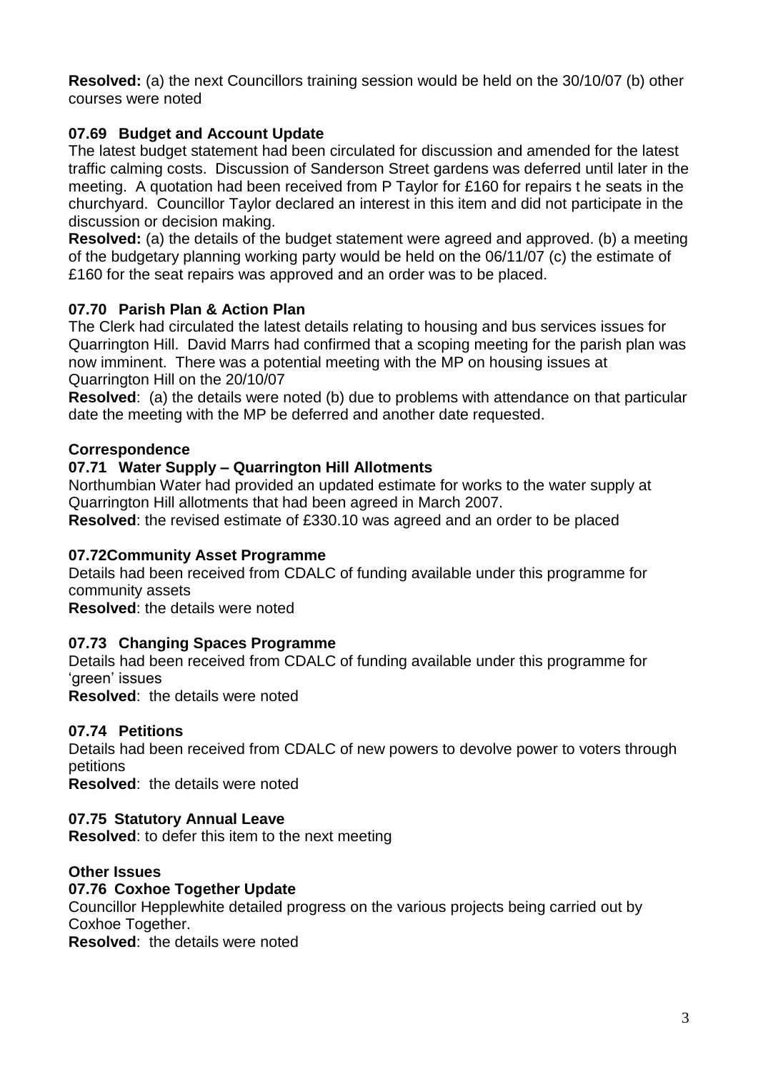**Resolved:** (a) the next Councillors training session would be held on the 30/10/07 (b) other courses were noted

### 07.69 Budget and Account Update

The latest budget statement had been circulated for discussion and amended for the latest traffic calming costs. Discussion of Sanderson Street gardens was deferred until later in the meeting. A quotation had been received from P Taylor for £160 for repairs t he seats in the churchyard. Councillor Taylor declared an interest in this item and did not participate in the discussion or decision making.

**Resolved:** (a) the details of the budget statement were agreed and approved. (b) a meeting of the budgetary planning working party would be held on the 06/11/07 (c) the estimate of £160 for the seat repairs was approved and an order was to be placed.

### 07.70 Parish Plan & Action Plan

The Clerk had circulated the latest details relating to housing and bus services issues for Quarrington Hill. David Marrs had confirmed that a scoping meeting for the parish plan was now imminent. There was a potential meeting with the MP on housing issues at Quarrington Hill on the 20/10/07

**Resolved**: (a) the details were noted (b) due to problems with attendance on that particular date the meeting with the MP be deferred and another date requested.

## Correspondence

### 07.71 Water Supply – Quarrington Hill Allotments

Northumbian Water had provided an updated estimate for works to the water supply at Quarrington Hill allotments that had been agreed in March 2007.

**Resolved**: the revised estimate of £330.10 was agreed and an order to be placed

### 07.72Community Asset Programme

Details had been received from CDALC of funding available under this programme for community assets

**Resolved**: the details were noted

### 07.73 Changing Spaces Programme

Details had been received from CDALC of funding available under this programme for 'green' issues

**Resolved**: the details were noted

### 07.74 Petitions

Details had been received from CDALC of new powers to devolve power to voters through petitions

**Resolved**: the details were noted

### 07.75 Statutory Annual Leave

**Resolved**: to defer this item to the next meeting

## Other Issues

### 07.76 Coxhoe Together Update

Councillor Hepplewhite detailed progress on the various projects being carried out by Coxhoe Together.

**Resolved**: the details were noted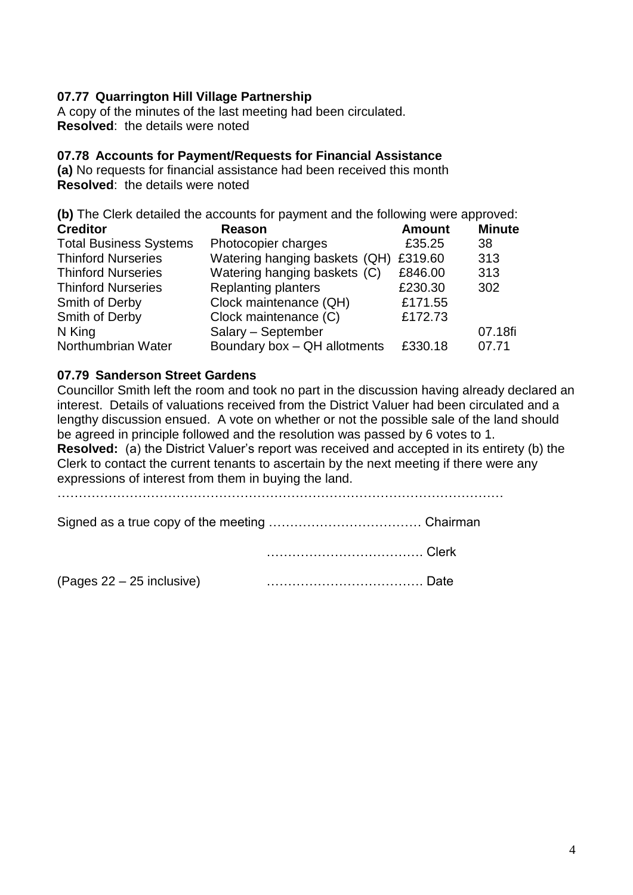### 07.77 Quarrington Hill Village Partnership

A copy of the minutes of the last meeting had been circulated.
**Resolved**: the details were noted

### 07.78 Accounts for Payment/Requests for Financial Assistance

**(a)** No requests for financial assistance had been received this month
**Resolved**: the details were noted

**(b)** The Clerk detailed the accounts for payment and the following were approved:

| Creditor | Reason | Amount | Minute |
|---|---|---|---|
| Total Business Systems | Photocopier charges | £35.25 | 38 |
| Thinford Nurseries | Watering hanging baskets (QH) | £319.60 | 313 |
| Thinford Nurseries | Watering hanging baskets (C) | £846.00 | 313 |
| Thinford Nurseries | Replanting planters | £230.30 | 302 |
| Smith of Derby | Clock maintenance (QH) | £171.55 | |
| Smith of Derby | Clock maintenance (C) | £172.73 | |
| N King | Salary – September | | 07.18fi |
| Northumbrian Water | Boundary box – QH allotments | £330.18 | 07.71 |

### 07.79 Sanderson Street Gardens

Councillor Smith left the room and took no part in the discussion having already declared an interest. Details of valuations received from the District Valuer had been circulated and a lengthy discussion ensued. A vote on whether or not the possible sale of the land should be agreed in principle followed and the resolution was passed by 6 votes to 1.
**Resolved:** (a) the District Valuer's report was received and accepted in its entirety (b) the Clerk to contact the current tenants to ascertain by the next meeting if there were any expressions of interest from them in buying the land.

…………………………………………………………………………………………

Signed as a true copy of the meeting ……………………………… Chairman

……………………………… Clerk

(Pages 22 – 25 inclusive) ……………………………… Date